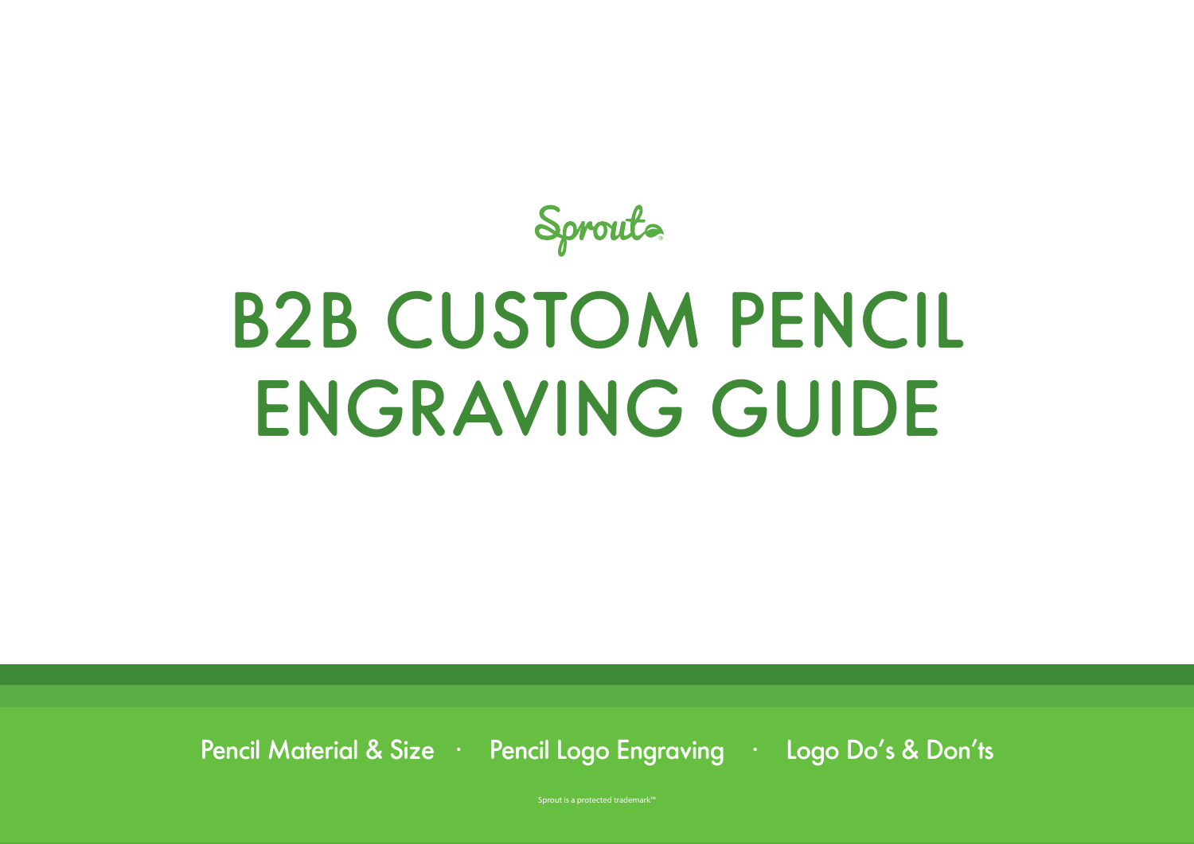Sprout

# B2B CUSTOM PENCIL ENGRAVING GUIDE

Pencil Material & Size · Pencil Logo Engraving · Logo Do's & Don'ts

Sprout is a protected trademark™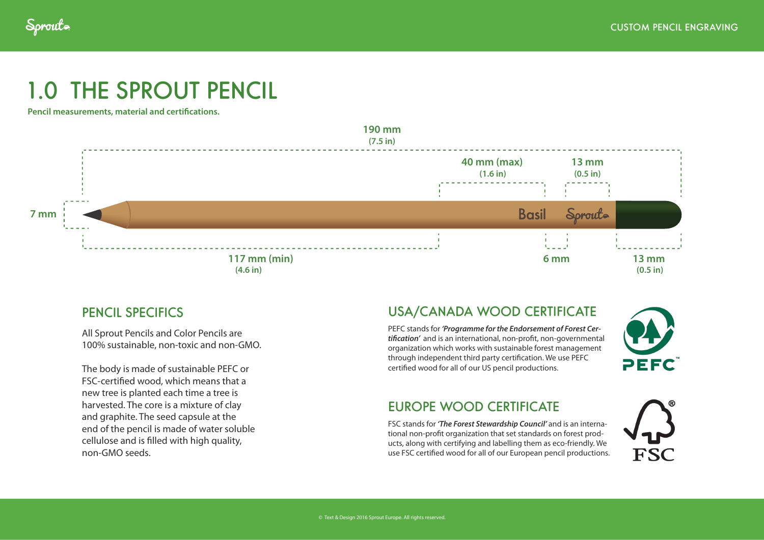# 1.0 THE SPROUT PENCIL

**Pencil measurements, material and certifications.**

**190 mm**
**(7.5 in)**

**40 mm (max)**
**(1.6 in)**

**13 mm**
**(0.5 in)**

**7 mm**

Basil Sprout

**117 mm (min)**
**(4.6 in)**

**6 mm**

**13 mm**
**(0.5 in)**

## PENCIL SPECIFICS

All Sprout Pencils and Color Pencils are 100% sustainable, non-toxic and non-GMO.

The body is made of sustainable PEFC or FSC-certified wood, which means that a new tree is planted each time a tree is harvested. The core is a mixture of clay and graphite. The seed capsule at the end of the pencil is made of water soluble cellulose and is filled with high quality, non-GMO seeds.

## USA/CANADA WOOD CERTIFICATE

PEFC stands for ***'Programme for the Endorsement of Forest Certification'*** and is an international, non-profit, non-governmental organization which works with sustainable forest management through independent third party certification. We use PEFC certified wood for all of our US pencil productions.

PEFC™

## EUROPE WOOD CERTIFICATE

FSC stands for ***'The Forest Stewardship Council'*** and is an international non-profit organization that set standards on forest products, along with certifying and labelling them as eco-friendly. We use FSC certified wood for all of our European pencil productions.

FSC®

© Text & Design 2016 Sprout Europe. All rights reserved.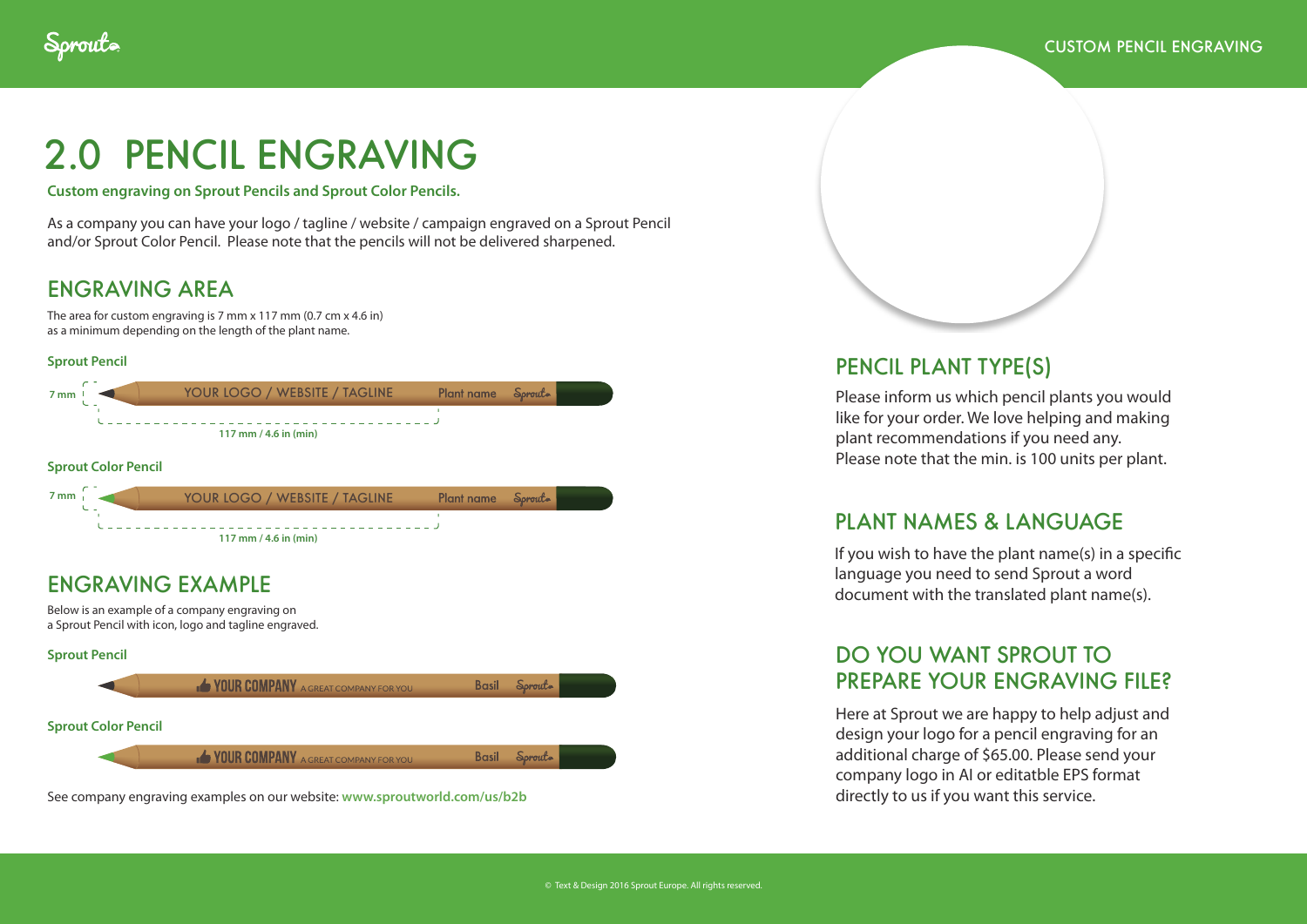# 2.0 PENCIL ENGRAVING

**Custom engraving on Sprout Pencils and Sprout Color Pencils.**

As a company you can have your logo / tagline / website / campaign engraved on a Sprout Pencil and/or Sprout Color Pencil. Please note that the pencils will not be delivered sharpened.

## ENGRAVING AREA

The area for custom engraving is 7 mm x 117 mm (0.7 cm x 4.6 in) as a minimum depending on the length of the plant name.

**Sprout Pencil**

7 mm — YOUR LOGO / WEBSITE / TAGLINE — Plant name — Sprout

117 mm / 4.6 in (min)

**Sprout Color Pencil**

7 mm — YOUR LOGO / WEBSITE / TAGLINE — Plant name — Sprout

117 mm / 4.6 in (min)

## ENGRAVING EXAMPLE

Below is an example of a company engraving on a Sprout Pencil with icon, logo and tagline engraved.

**Sprout Pencil**

YOUR COMPANY A GREAT COMPANY FOR YOU — Basil — Sprout

**Sprout Color Pencil**

YOUR COMPANY A GREAT COMPANY FOR YOU — Basil — Sprout

See company engraving examples on our website: **www.sproutworld.com/us/b2b**

## PENCIL PLANT TYPE(S)

Please inform us which pencil plants you would like for your order. We love helping and making plant recommendations if you need any. Please note that the min. is 100 units per plant.

## PLANT NAMES & LANGUAGE

If you wish to have the plant name(s) in a specific language you need to send Sprout a word document with the translated plant name(s).

## DO YOU WANT SPROUT TO PREPARE YOUR ENGRAVING FILE?

Here at Sprout we are happy to help adjust and design your logo for a pencil engraving for an additional charge of $65.00. Please send your company logo in AI or editatble EPS format directly to us if you want this service.

© Text & Design 2016 Sprout Europe. All rights reserved.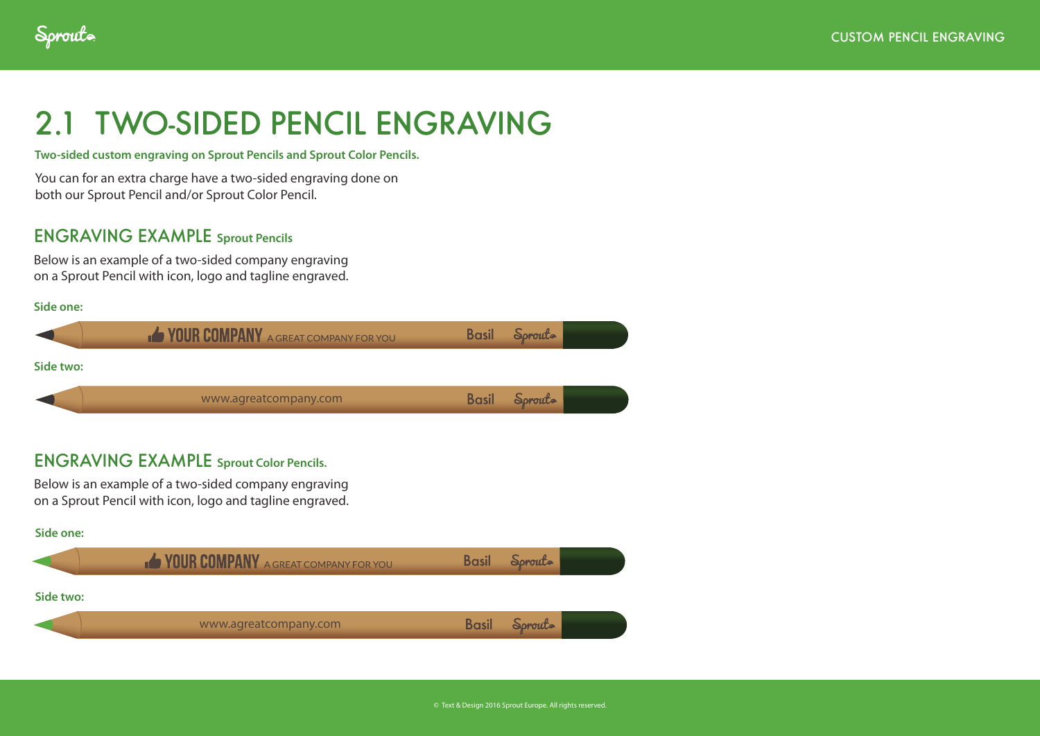# 2.1 TWO-SIDED PENCIL ENGRAVING

**Two-sided custom engraving on Sprout Pencils and Sprout Color Pencils.**

You can for an extra charge have a two-sided engraving done on both our Sprout Pencil and/or Sprout Color Pencil.

## ENGRAVING EXAMPLE Sprout Pencils

Below is an example of a two-sided company engraving on a Sprout Pencil with icon, logo and tagline engraved.

**Side one:**

YOUR COMPANY A GREAT COMPANY FOR YOU Basil Sprout

**Side two:**

www.agreatcompany.com Basil Sprout

## ENGRAVING EXAMPLE Sprout Color Pencils.

Below is an example of a two-sided company engraving on a Sprout Pencil with icon, logo and tagline engraved.

**Side one:**

YOUR COMPANY A GREAT COMPANY FOR YOU Basil Sprout

**Side two:**

www.agreatcompany.com Basil Sprout

© Text & Design 2016 Sprout Europe. All rights reserved.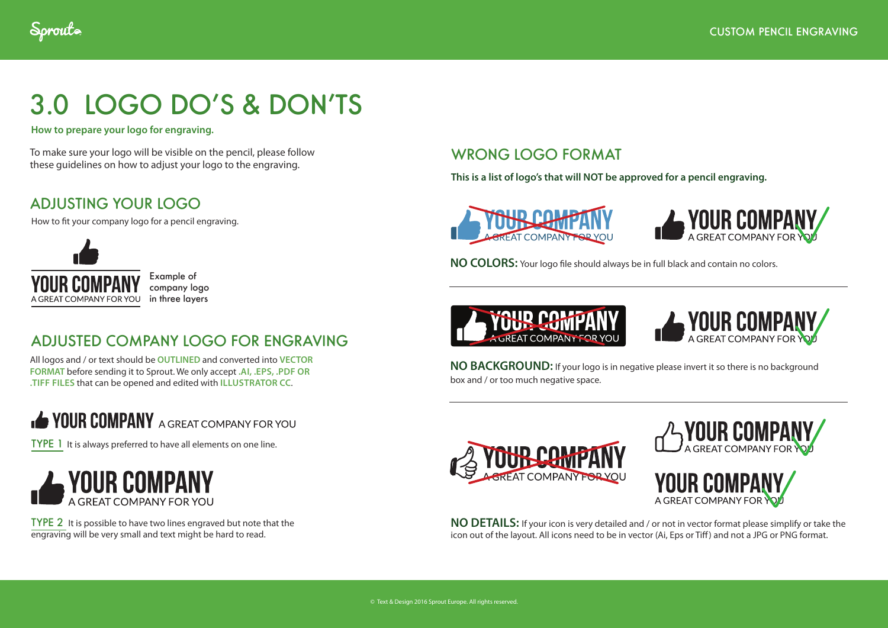# 3.0 LOGO DO'S & DON'TS

**How to prepare your logo for engraving.**

To make sure your logo will be visible on the pencil, please follow these guidelines on how to adjust your logo to the engraving.

## ADJUSTING YOUR LOGO

How to fit your company logo for a pencil engraving.

YOUR COMPANY
A GREAT COMPANY FOR YOU

Example of company logo in three layers

## ADJUSTED COMPANY LOGO FOR ENGRAVING

All logos and / or text should be **OUTLINED** and converted into **VECTOR FORMAT** before sending it to Sprout. We only accept **.AI, .EPS, .PDF OR .TIFF FILES** that can be opened and edited with **ILLUSTRATOR CC**.

YOUR COMPANY A GREAT COMPANY FOR YOU

**TYPE 1** It is always preferred to have all elements on one line.

YOUR COMPANY
A GREAT COMPANY FOR YOU

**TYPE 2** It is possible to have two lines engraved but note that the engraving will be very small and text might be hard to read.

## WRONG LOGO FORMAT

**This is a list of logo's that will NOT be approved for a pencil engraving.**

**NO COLORS:** Your logo file should always be in full black and contain no colors.

**NO BACKGROUND:** If your logo is in negative please invert it so there is no background box and / or too much negative space.

**NO DETAILS:** If your icon is very detailed and / or not in vector format please simplify or take the icon out of the layout. All icons need to be in vector (Ai, Eps or Tiff) and not a JPG or PNG format.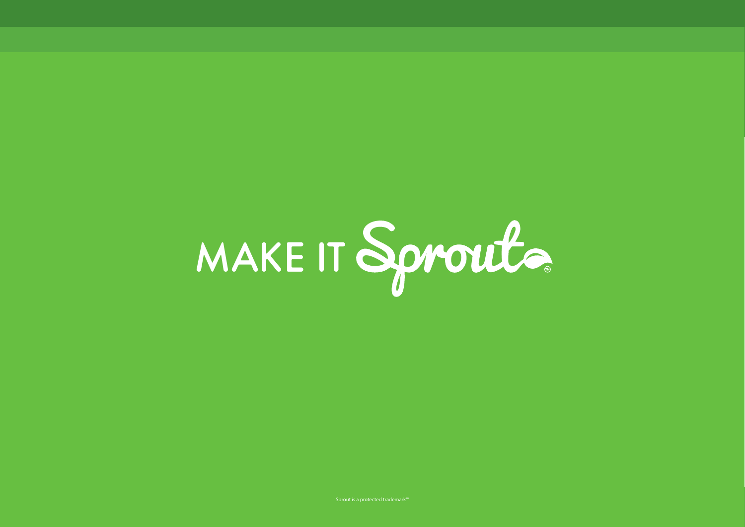MAKE IT Sprout™

Sprout is a protected trademark™